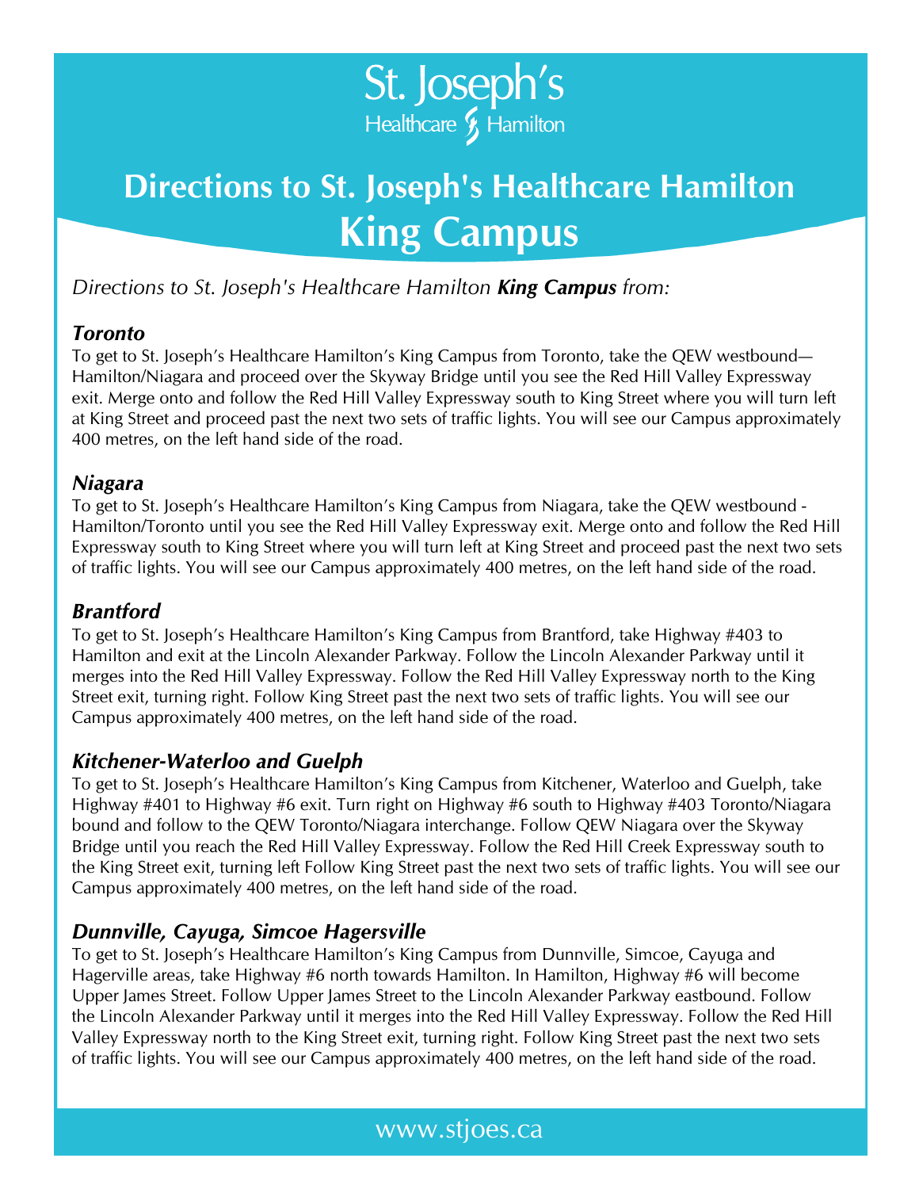St. Joseph's Healthcare Hamilton

# Directions to St. Joseph's Healthcare Hamilton King Campus

*Directions to St. Joseph's Healthcare Hamilton **King Campus** from:*

### *Toronto*

To get to St. Joseph's Healthcare Hamilton's King Campus from Toronto, take the QEW westbound—Hamilton/Niagara and proceed over the Skyway Bridge until you see the Red Hill Valley Expressway exit. Merge onto and follow the Red Hill Valley Expressway south to King Street where you will turn left at King Street and proceed past the next two sets of traffic lights. You will see our Campus approximately 400 metres, on the left hand side of the road.

### *Niagara*

To get to St. Joseph's Healthcare Hamilton's King Campus from Niagara, take the QEW westbound - Hamilton/Toronto until you see the Red Hill Valley Expressway exit. Merge onto and follow the Red Hill Expressway south to King Street where you will turn left at King Street and proceed past the next two sets of traffic lights. You will see our Campus approximately 400 metres, on the left hand side of the road.

### *Brantford*

To get to St. Joseph's Healthcare Hamilton's King Campus from Brantford, take Highway #403 to Hamilton and exit at the Lincoln Alexander Parkway. Follow the Lincoln Alexander Parkway until it merges into the Red Hill Valley Expressway. Follow the Red Hill Valley Expressway north to the King Street exit, turning right. Follow King Street past the next two sets of traffic lights. You will see our Campus approximately 400 metres, on the left hand side of the road.

### *Kitchener-Waterloo and Guelph*

To get to St. Joseph's Healthcare Hamilton's King Campus from Kitchener, Waterloo and Guelph, take Highway #401 to Highway #6 exit. Turn right on Highway #6 south to Highway #403 Toronto/Niagara bound and follow to the QEW Toronto/Niagara interchange. Follow QEW Niagara over the Skyway Bridge until you reach the Red Hill Valley Expressway. Follow the Red Hill Creek Expressway south to the King Street exit, turning left Follow King Street past the next two sets of traffic lights. You will see our Campus approximately 400 metres, on the left hand side of the road.

### *Dunnville, Cayuga, Simcoe Hagersville*

To get to St. Joseph's Healthcare Hamilton's King Campus from Dunnville, Simcoe, Cayuga and Hagerville areas, take Highway #6 north towards Hamilton. In Hamilton, Highway #6 will become Upper James Street. Follow Upper James Street to the Lincoln Alexander Parkway eastbound. Follow the Lincoln Alexander Parkway until it merges into the Red Hill Valley Expressway. Follow the Red Hill Valley Expressway north to the King Street exit, turning right. Follow King Street past the next two sets of traffic lights. You will see our Campus approximately 400 metres, on the left hand side of the road.

www.stjoes.ca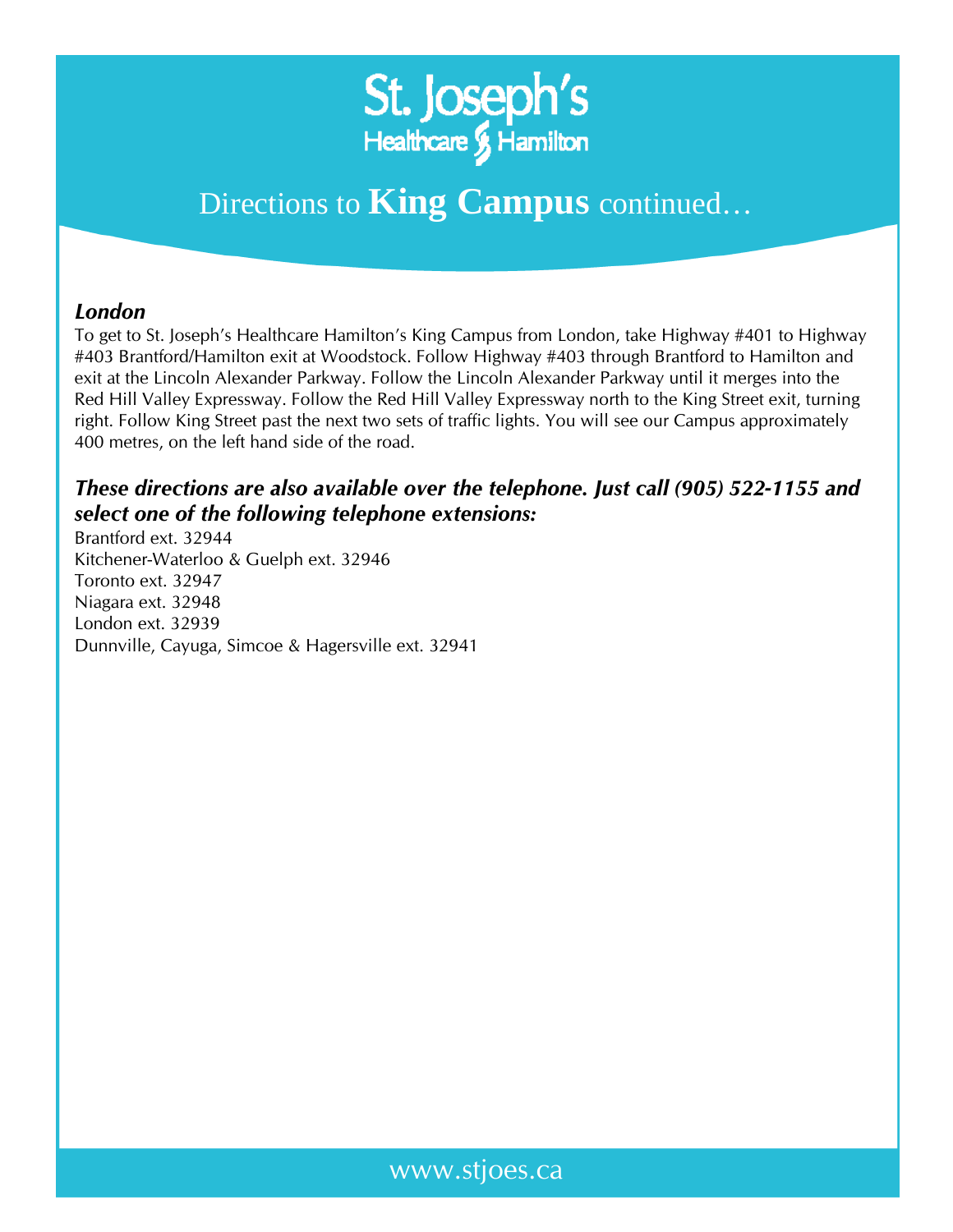St. Joseph's Healthcare Hamilton

# Directions to **King Campus** continued…

### *London*

To get to St. Joseph's Healthcare Hamilton's King Campus from London, take Highway #401 to Highway #403 Brantford/Hamilton exit at Woodstock. Follow Highway #403 through Brantford to Hamilton and exit at the Lincoln Alexander Parkway. Follow the Lincoln Alexander Parkway until it merges into the Red Hill Valley Expressway. Follow the Red Hill Valley Expressway north to the King Street exit, turning right. Follow King Street past the next two sets of traffic lights. You will see our Campus approximately 400 metres, on the left hand side of the road.

### *These directions are also available over the telephone. Just call (905) 522-1155 and select one of the following telephone extensions:*

Brantford ext. 32944
Kitchener-Waterloo & Guelph ext. 32946
Toronto ext. 32947
Niagara ext. 32948
London ext. 32939
Dunnville, Cayuga, Simcoe & Hagersville ext. 32941

www.stjoes.ca